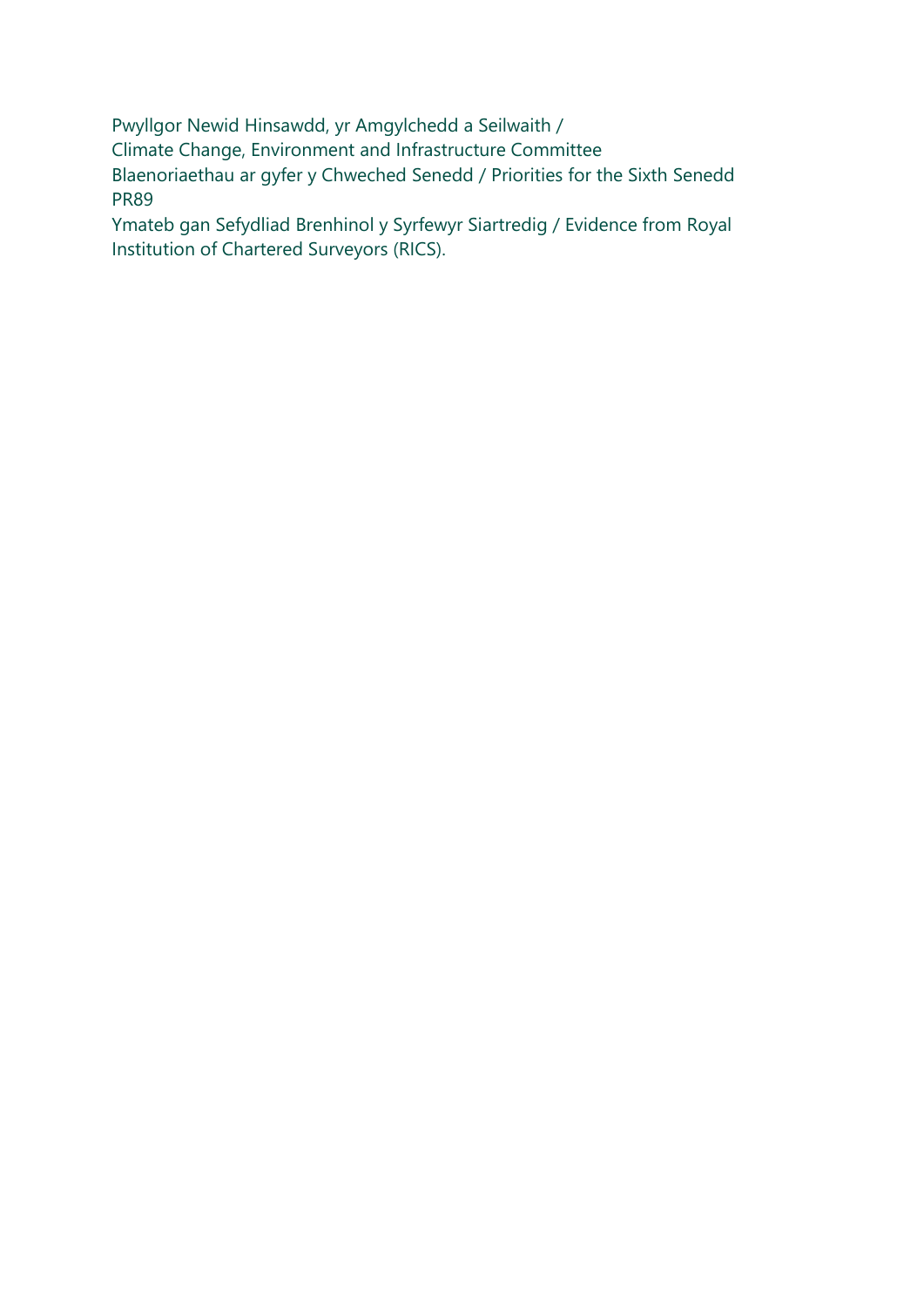Pwyllgor Newid Hinsawdd, yr Amgylchedd a Seilwaith /
Climate Change, Environment and Infrastructure Committee
Blaenoriaethau ar gyfer y Chweched Senedd / Priorities for the Sixth Senedd
PR89
Ymateb gan Sefydliad Brenhinol y Syrfewyr Siartredig / Evidence from Royal Institution of Chartered Surveyors (RICS).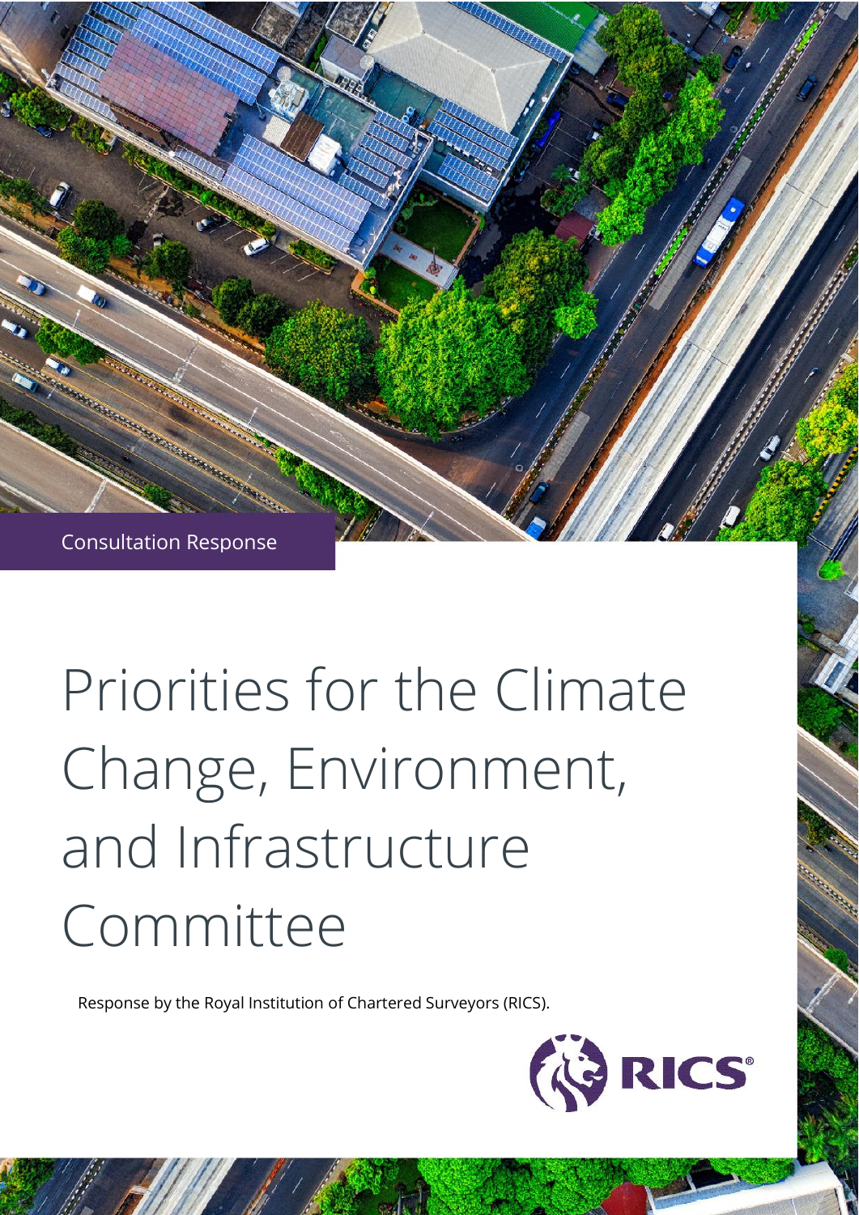Consultation Response

# Priorities for the Climate Change, Environment, and Infrastructure Committee

Response by the Royal Institution of Chartered Surveyors (RICS).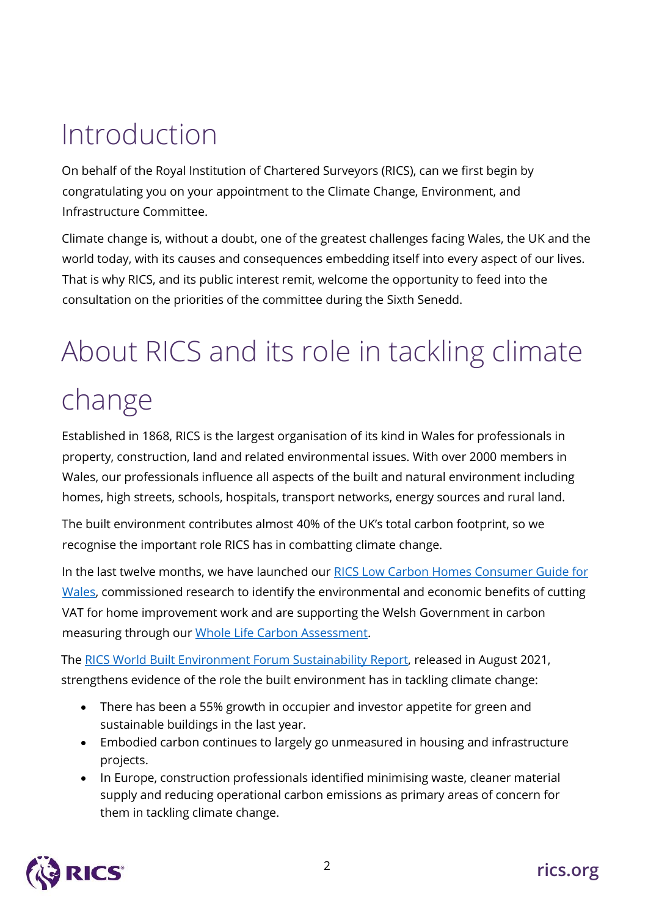# Introduction

On behalf of the Royal Institution of Chartered Surveyors (RICS), can we first begin by congratulating you on your appointment to the Climate Change, Environment, and Infrastructure Committee.

Climate change is, without a doubt, one of the greatest challenges facing Wales, the UK and the world today, with its causes and consequences embedding itself into every aspect of our lives. That is why RICS, and its public interest remit, welcome the opportunity to feed into the consultation on the priorities of the committee during the Sixth Senedd.

# About RICS and its role in tackling climate change

Established in 1868, RICS is the largest organisation of its kind in Wales for professionals in property, construction, land and related environmental issues. With over 2000 members in Wales, our professionals influence all aspects of the built and natural environment including homes, high streets, schools, hospitals, transport networks, energy sources and rural land.

The built environment contributes almost 40% of the UK's total carbon footprint, so we recognise the important role RICS has in combatting climate change.

In the last twelve months, we have launched our RICS Low Carbon Homes Consumer Guide for Wales, commissioned research to identify the environmental and economic benefits of cutting VAT for home improvement work and are supporting the Welsh Government in carbon measuring through our Whole Life Carbon Assessment.

The RICS World Built Environment Forum Sustainability Report, released in August 2021, strengthens evidence of the role the built environment has in tackling climate change:

- There has been a 55% growth in occupier and investor appetite for green and sustainable buildings in the last year.
- Embodied carbon continues to largely go unmeasured in housing and infrastructure projects.
- In Europe, construction professionals identified minimising waste, cleaner material supply and reducing operational carbon emissions as primary areas of concern for them in tackling climate change.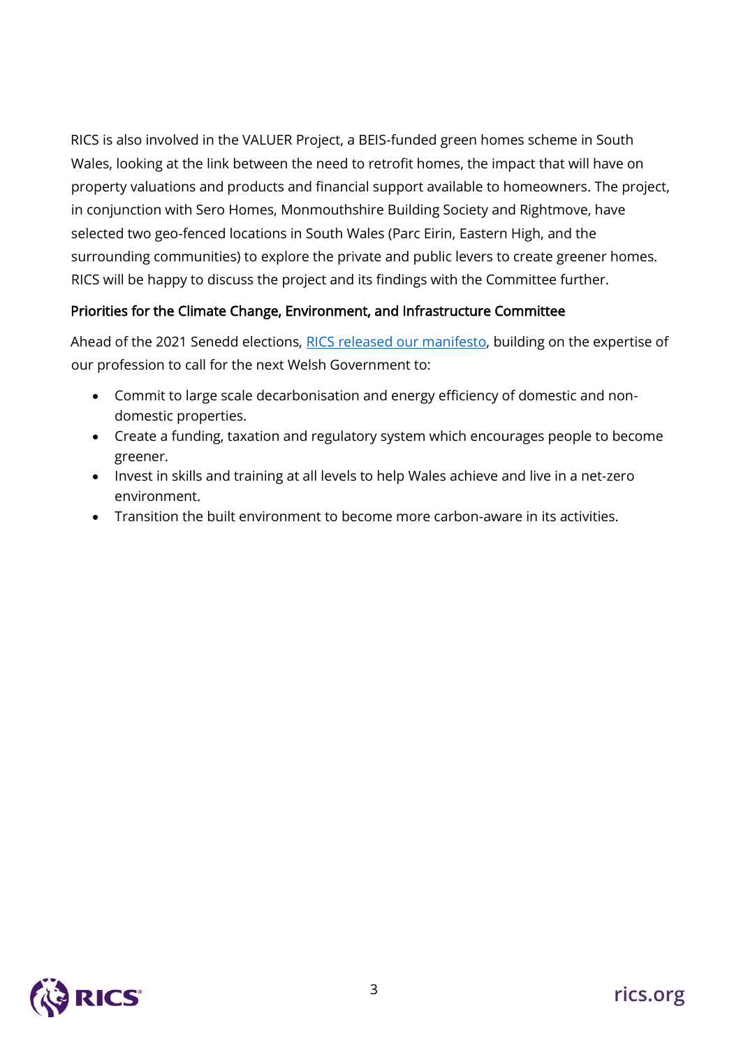RICS is also involved in the VALUER Project, a BEIS-funded green homes scheme in South Wales, looking at the link between the need to retrofit homes, the impact that will have on property valuations and products and financial support available to homeowners. The project, in conjunction with Sero Homes, Monmouthshire Building Society and Rightmove, have selected two geo-fenced locations in South Wales (Parc Eirin, Eastern High, and the surrounding communities) to explore the private and public levers to create greener homes. RICS will be happy to discuss the project and its findings with the Committee further.

### Priorities for the Climate Change, Environment, and Infrastructure Committee

Ahead of the 2021 Senedd elections, [RICS released our manifesto](), building on the expertise of our profession to call for the next Welsh Government to:

- Commit to large scale decarbonisation and energy efficiency of domestic and non-domestic properties.
- Create a funding, taxation and regulatory system which encourages people to become greener.
- Invest in skills and training at all levels to help Wales achieve and live in a net-zero environment.
- Transition the built environment to become more carbon-aware in its activities.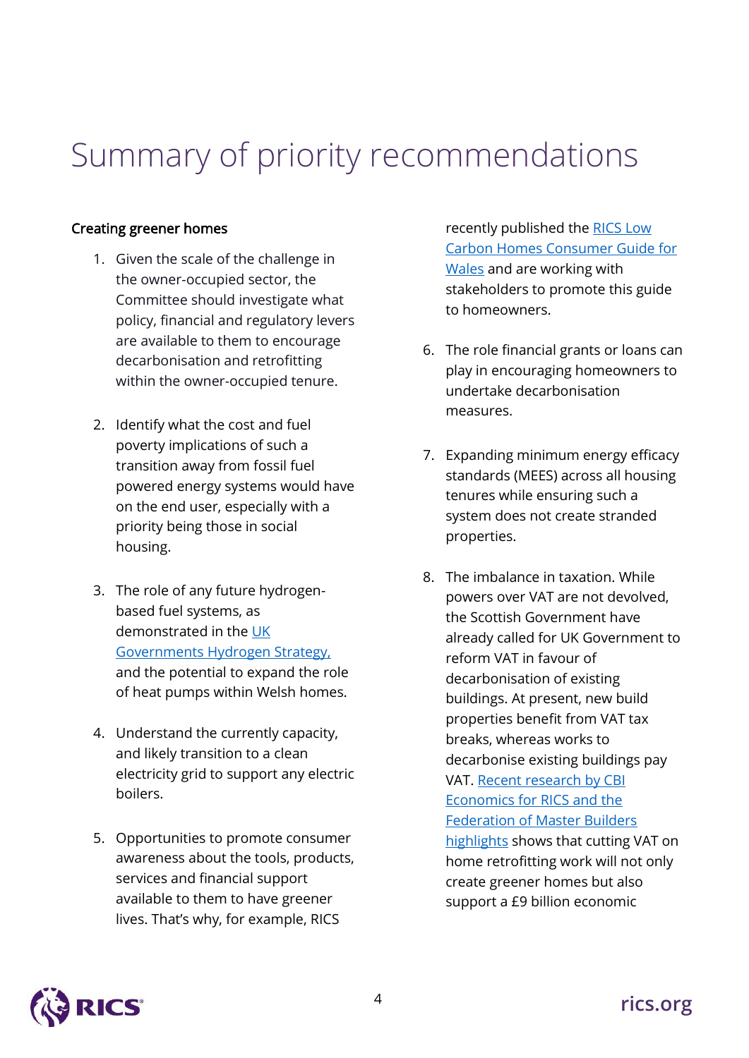# Summary of priority recommendations

**Creating greener homes**

1. Given the scale of the challenge in the owner-occupied sector, the Committee should investigate what policy, financial and regulatory levers are available to them to encourage decarbonisation and retrofitting within the owner-occupied tenure.

2. Identify what the cost and fuel poverty implications of such a transition away from fossil fuel powered energy systems would have on the end user, especially with a priority being those in social housing.

3. The role of any future hydrogen-based fuel systems, as demonstrated in the [UK Governments Hydrogen Strategy,](#) and the potential to expand the role of heat pumps within Welsh homes.

4. Understand the currently capacity, and likely transition to a clean electricity grid to support any electric boilers.

5. Opportunities to promote consumer awareness about the tools, products, services and financial support available to them to have greener lives. That's why, for example, RICS recently published the [RICS Low Carbon Homes Consumer Guide for Wales](#) and are working with stakeholders to promote this guide to homeowners.

6. The role financial grants or loans can play in encouraging homeowners to undertake decarbonisation measures.

7. Expanding minimum energy efficacy standards (MEES) across all housing tenures while ensuring such a system does not create stranded properties.

8. The imbalance in taxation. While powers over VAT are not devolved, the Scottish Government have already called for UK Government to reform VAT in favour of decarbonisation of existing buildings. At present, new build properties benefit from VAT tax breaks, whereas works to decarbonise existing buildings pay VAT. [Recent research by CBI Economics for RICS and the Federation of Master Builders highlights](#) shows that cutting VAT on home retrofitting work will not only create greener homes but also support a £9 billion economic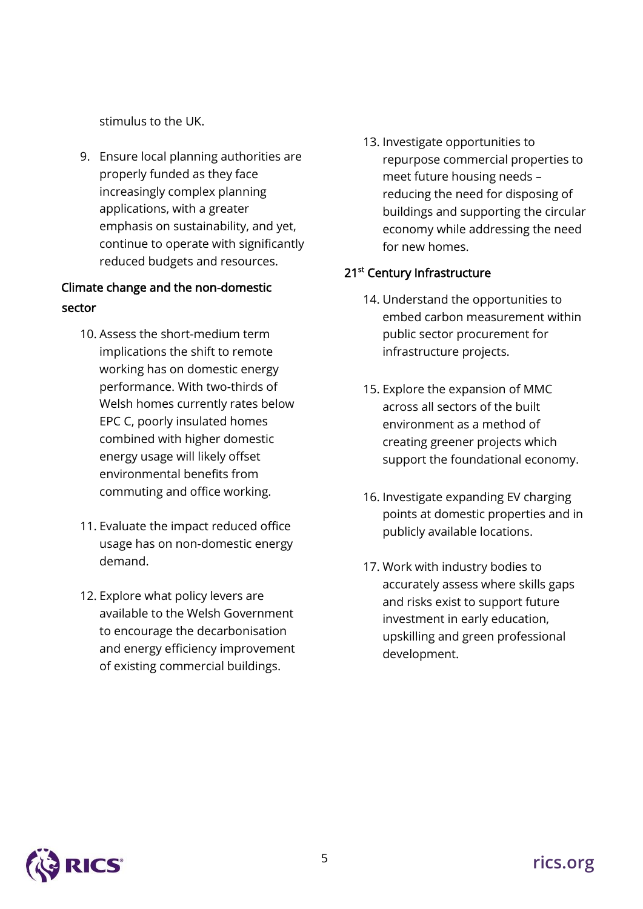stimulus to the UK.

9. Ensure local planning authorities are properly funded as they face increasingly complex planning applications, with a greater emphasis on sustainability, and yet, continue to operate with significantly reduced budgets and resources.

## Climate change and the non-domestic sector

10. Assess the short-medium term implications the shift to remote working has on domestic energy performance. With two-thirds of Welsh homes currently rates below EPC C, poorly insulated homes combined with higher domestic energy usage will likely offset environmental benefits from commuting and office working.

11. Evaluate the impact reduced office usage has on non-domestic energy demand.

12. Explore what policy levers are available to the Welsh Government to encourage the decarbonisation and energy efficiency improvement of existing commercial buildings.

13. Investigate opportunities to repurpose commercial properties to meet future housing needs – reducing the need for disposing of buildings and supporting the circular economy while addressing the need for new homes.

## 21st Century Infrastructure

14. Understand the opportunities to embed carbon measurement within public sector procurement for infrastructure projects.

15. Explore the expansion of MMC across all sectors of the built environment as a method of creating greener projects which support the foundational economy.

16. Investigate expanding EV charging points at domestic properties and in publicly available locations.

17. Work with industry bodies to accurately assess where skills gaps and risks exist to support future investment in early education, upskilling and green professional development.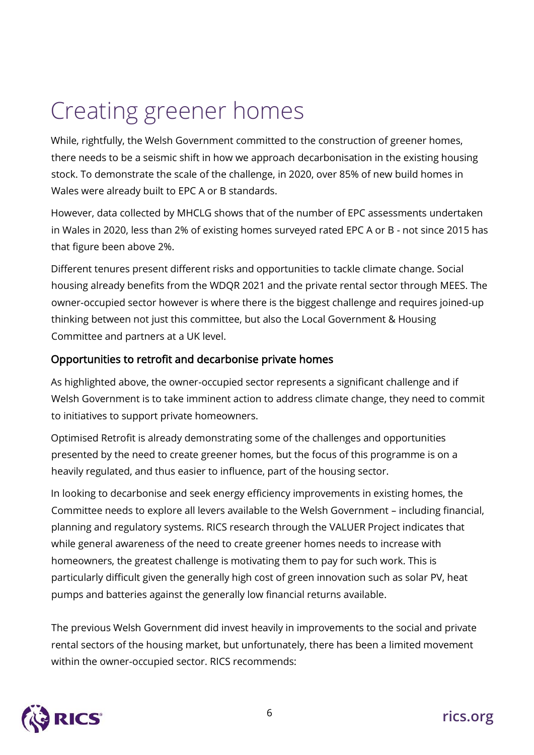# Creating greener homes

While, rightfully, the Welsh Government committed to the construction of greener homes, there needs to be a seismic shift in how we approach decarbonisation in the existing housing stock. To demonstrate the scale of the challenge, in 2020, over 85% of new build homes in Wales were already built to EPC A or B standards.

However, data collected by MHCLG shows that of the number of EPC assessments undertaken in Wales in 2020, less than 2% of existing homes surveyed rated EPC A or B - not since 2015 has that figure been above 2%.

Different tenures present different risks and opportunities to tackle climate change. Social housing already benefits from the WDQR 2021 and the private rental sector through MEES. The owner-occupied sector however is where there is the biggest challenge and requires joined-up thinking between not just this committee, but also the Local Government & Housing Committee and partners at a UK level.

## Opportunities to retrofit and decarbonise private homes

As highlighted above, the owner-occupied sector represents a significant challenge and if Welsh Government is to take imminent action to address climate change, they need to commit to initiatives to support private homeowners.

Optimised Retrofit is already demonstrating some of the challenges and opportunities presented by the need to create greener homes, but the focus of this programme is on a heavily regulated, and thus easier to influence, part of the housing sector.

In looking to decarbonise and seek energy efficiency improvements in existing homes, the Committee needs to explore all levers available to the Welsh Government – including financial, planning and regulatory systems. RICS research through the VALUER Project indicates that while general awareness of the need to create greener homes needs to increase with homeowners, the greatest challenge is motivating them to pay for such work. This is particularly difficult given the generally high cost of green innovation such as solar PV, heat pumps and batteries against the generally low financial returns available.

The previous Welsh Government did invest heavily in improvements to the social and private rental sectors of the housing market, but unfortunately, there has been a limited movement within the owner-occupied sector. RICS recommends: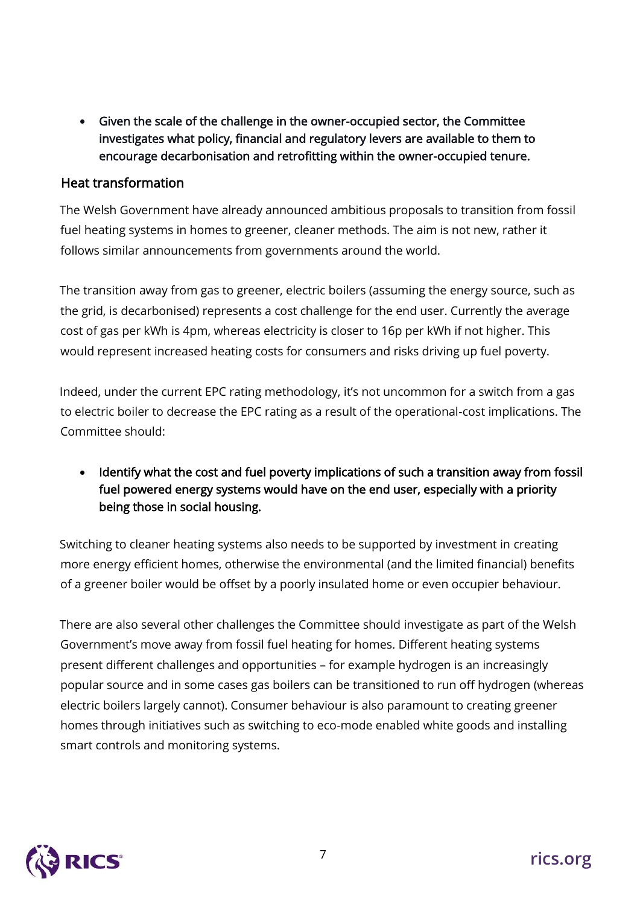- Given the scale of the challenge in the owner-occupied sector, the Committee investigates what policy, financial and regulatory levers are available to them to encourage decarbonisation and retrofitting within the owner-occupied tenure.

## Heat transformation

The Welsh Government have already announced ambitious proposals to transition from fossil fuel heating systems in homes to greener, cleaner methods. The aim is not new, rather it follows similar announcements from governments around the world.

The transition away from gas to greener, electric boilers (assuming the energy source, such as the grid, is decarbonised) represents a cost challenge for the end user. Currently the average cost of gas per kWh is 4pm, whereas electricity is closer to 16p per kWh if not higher. This would represent increased heating costs for consumers and risks driving up fuel poverty.

Indeed, under the current EPC rating methodology, it's not uncommon for a switch from a gas to electric boiler to decrease the EPC rating as a result of the operational-cost implications. The Committee should:

- Identify what the cost and fuel poverty implications of such a transition away from fossil fuel powered energy systems would have on the end user, especially with a priority being those in social housing.

Switching to cleaner heating systems also needs to be supported by investment in creating more energy efficient homes, otherwise the environmental (and the limited financial) benefits of a greener boiler would be offset by a poorly insulated home or even occupier behaviour.

There are also several other challenges the Committee should investigate as part of the Welsh Government's move away from fossil fuel heating for homes. Different heating systems present different challenges and opportunities – for example hydrogen is an increasingly popular source and in some cases gas boilers can be transitioned to run off hydrogen (whereas electric boilers largely cannot). Consumer behaviour is also paramount to creating greener homes through initiatives such as switching to eco-mode enabled white goods and installing smart controls and monitoring systems.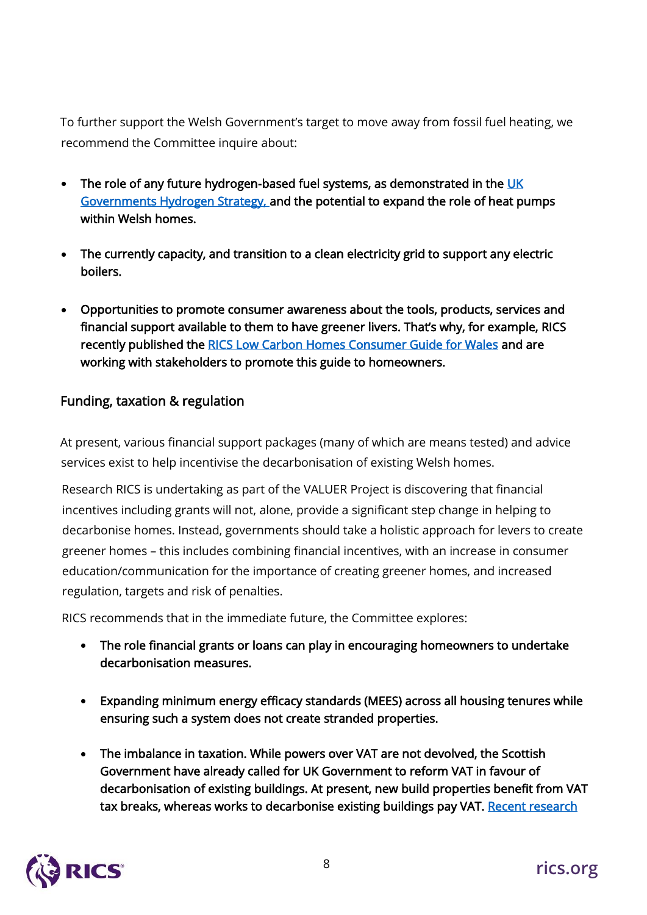To further support the Welsh Government's target to move away from fossil fuel heating, we recommend the Committee inquire about:

- **The role of any future hydrogen-based fuel systems, as demonstrated in the [UK Governments Hydrogen Strategy,]() and the potential to expand the role of heat pumps within Welsh homes.**
- **The currently capacity, and transition to a clean electricity grid to support any electric boilers.**
- **Opportunities to promote consumer awareness about the tools, products, services and financial support available to them to have greener livers. That's why, for example, RICS recently published the [RICS Low Carbon Homes Consumer Guide for Wales]() and are working with stakeholders to promote this guide to homeowners.**

## Funding, taxation & regulation

At present, various financial support packages (many of which are means tested) and advice services exist to help incentivise the decarbonisation of existing Welsh homes.

Research RICS is undertaking as part of the VALUER Project is discovering that financial incentives including grants will not, alone, provide a significant step change in helping to decarbonise homes. Instead, governments should take a holistic approach for levers to create greener homes – this includes combining financial incentives, with an increase in consumer education/communication for the importance of creating greener homes, and increased regulation, targets and risk of penalties.

RICS recommends that in the immediate future, the Committee explores:

- **The role financial grants or loans can play in encouraging homeowners to undertake decarbonisation measures.**
- **Expanding minimum energy efficacy standards (MEES) across all housing tenures while ensuring such a system does not create stranded properties.**
- **The imbalance in taxation. While powers over VAT are not devolved, the Scottish Government have already called for UK Government to reform VAT in favour of decarbonisation of existing buildings. At present, new build properties benefit from VAT tax breaks, whereas works to decarbonise existing buildings pay VAT. [Recent research]()**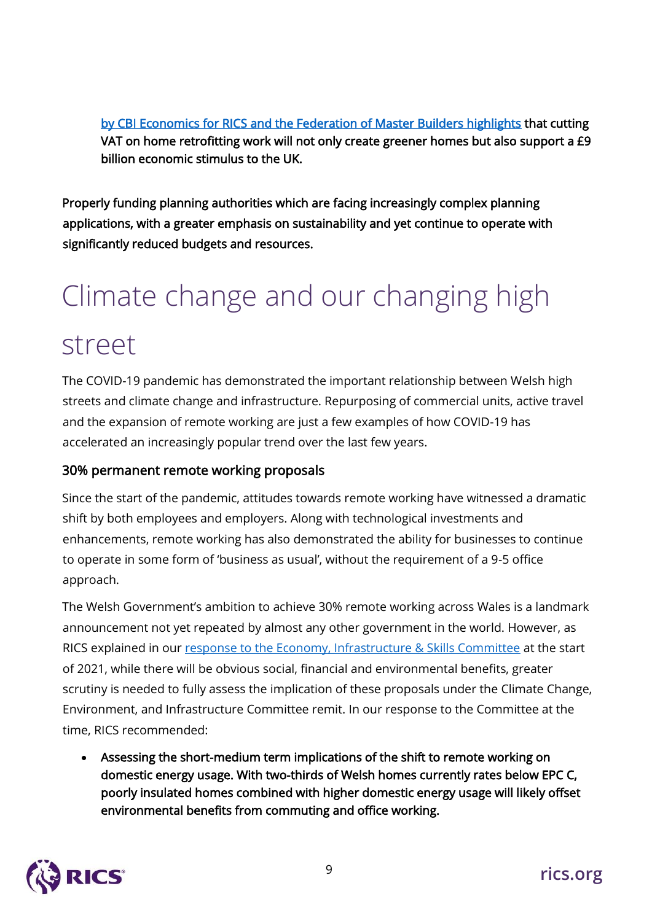**[by CBI Economics for RICS and the Federation of Master Builders highlights](#) that cutting VAT on home retrofitting work will not only create greener homes but also support a £9 billion economic stimulus to the UK.**

**Properly funding planning authorities which are facing increasingly complex planning applications, with a greater emphasis on sustainability and yet continue to operate with significantly reduced budgets and resources.**

# Climate change and our changing high street

The COVID-19 pandemic has demonstrated the important relationship between Welsh high streets and climate change and infrastructure. Repurposing of commercial units, active travel and the expansion of remote working are just a few examples of how COVID-19 has accelerated an increasingly popular trend over the last few years.

### 30% permanent remote working proposals

Since the start of the pandemic, attitudes towards remote working have witnessed a dramatic shift by both employees and employers. Along with technological investments and enhancements, remote working has also demonstrated the ability for businesses to continue to operate in some form of 'business as usual', without the requirement of a 9-5 office approach.

The Welsh Government's ambition to achieve 30% remote working across Wales is a landmark announcement not yet repeated by almost any other government in the world. However, as RICS explained in our [response to the Economy, Infrastructure & Skills Committee](#) at the start of 2021, while there will be obvious social, financial and environmental benefits, greater scrutiny is needed to fully assess the implication of these proposals under the Climate Change, Environment, and Infrastructure Committee remit. In our response to the Committee at the time, RICS recommended:

- **Assessing the short-medium term implications of the shift to remote working on domestic energy usage. With two-thirds of Welsh homes currently rates below EPC C, poorly insulated homes combined with higher domestic energy usage will likely offset environmental benefits from commuting and office working.**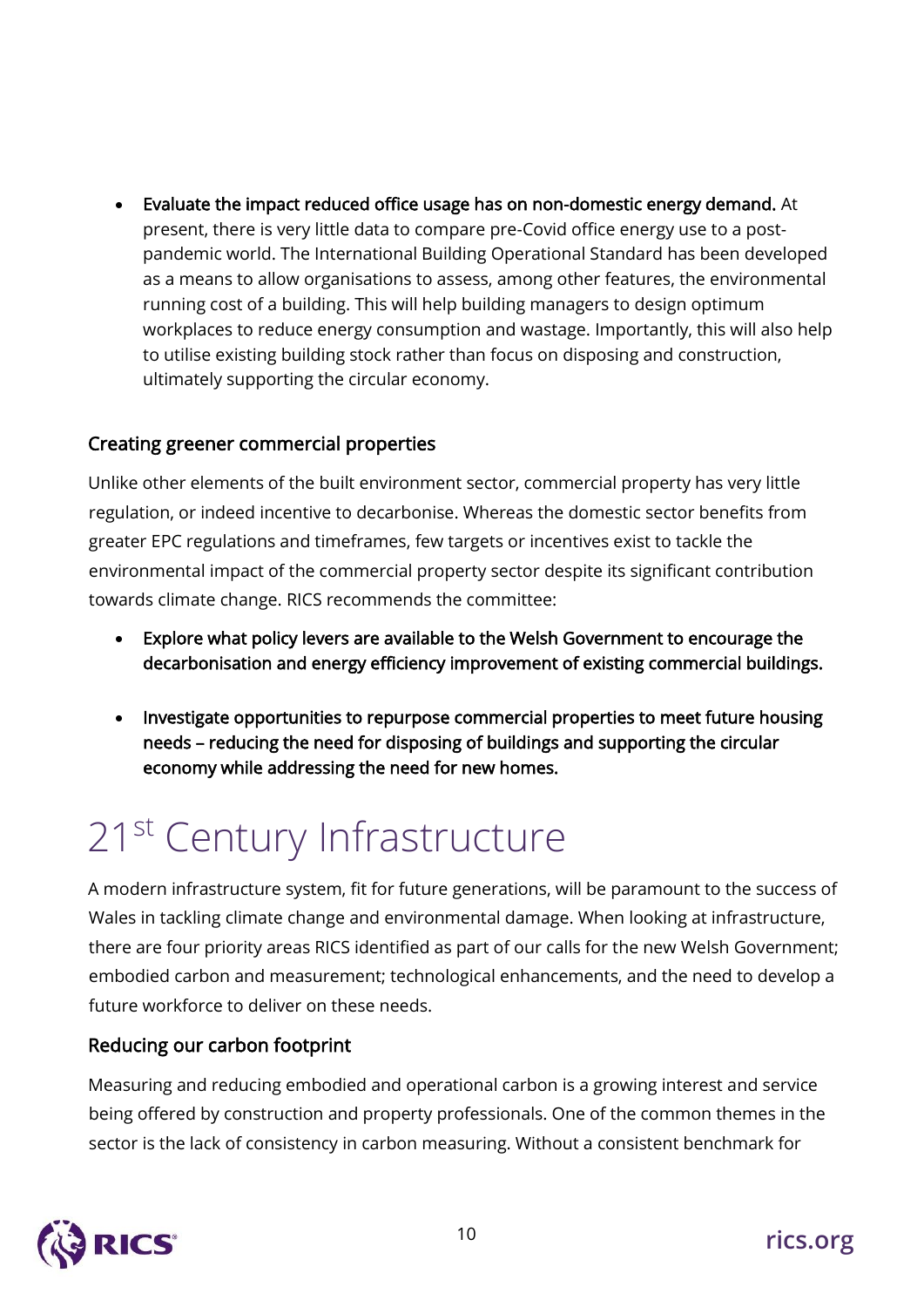- **Evaluate the impact reduced office usage has on non-domestic energy demand.** At present, there is very little data to compare pre-Covid office energy use to a post-pandemic world. The International Building Operational Standard has been developed as a means to allow organisations to assess, among other features, the environmental running cost of a building. This will help building managers to design optimum workplaces to reduce energy consumption and wastage. Importantly, this will also help to utilise existing building stock rather than focus on disposing and construction, ultimately supporting the circular economy.

### Creating greener commercial properties

Unlike other elements of the built environment sector, commercial property has very little regulation, or indeed incentive to decarbonise. Whereas the domestic sector benefits from greater EPC regulations and timeframes, few targets or incentives exist to tackle the environmental impact of the commercial property sector despite its significant contribution towards climate change. RICS recommends the committee:

- **Explore what policy levers are available to the Welsh Government to encourage the decarbonisation and energy efficiency improvement of existing commercial buildings.**

- **Investigate opportunities to repurpose commercial properties to meet future housing needs – reducing the need for disposing of buildings and supporting the circular economy while addressing the need for new homes.**

# 21st Century Infrastructure

A modern infrastructure system, fit for future generations, will be paramount to the success of Wales in tackling climate change and environmental damage. When looking at infrastructure, there are four priority areas RICS identified as part of our calls for the new Welsh Government; embodied carbon and measurement; technological enhancements, and the need to develop a future workforce to deliver on these needs.

### Reducing our carbon footprint

Measuring and reducing embodied and operational carbon is a growing interest and service being offered by construction and property professionals. One of the common themes in the sector is the lack of consistency in carbon measuring. Without a consistent benchmark for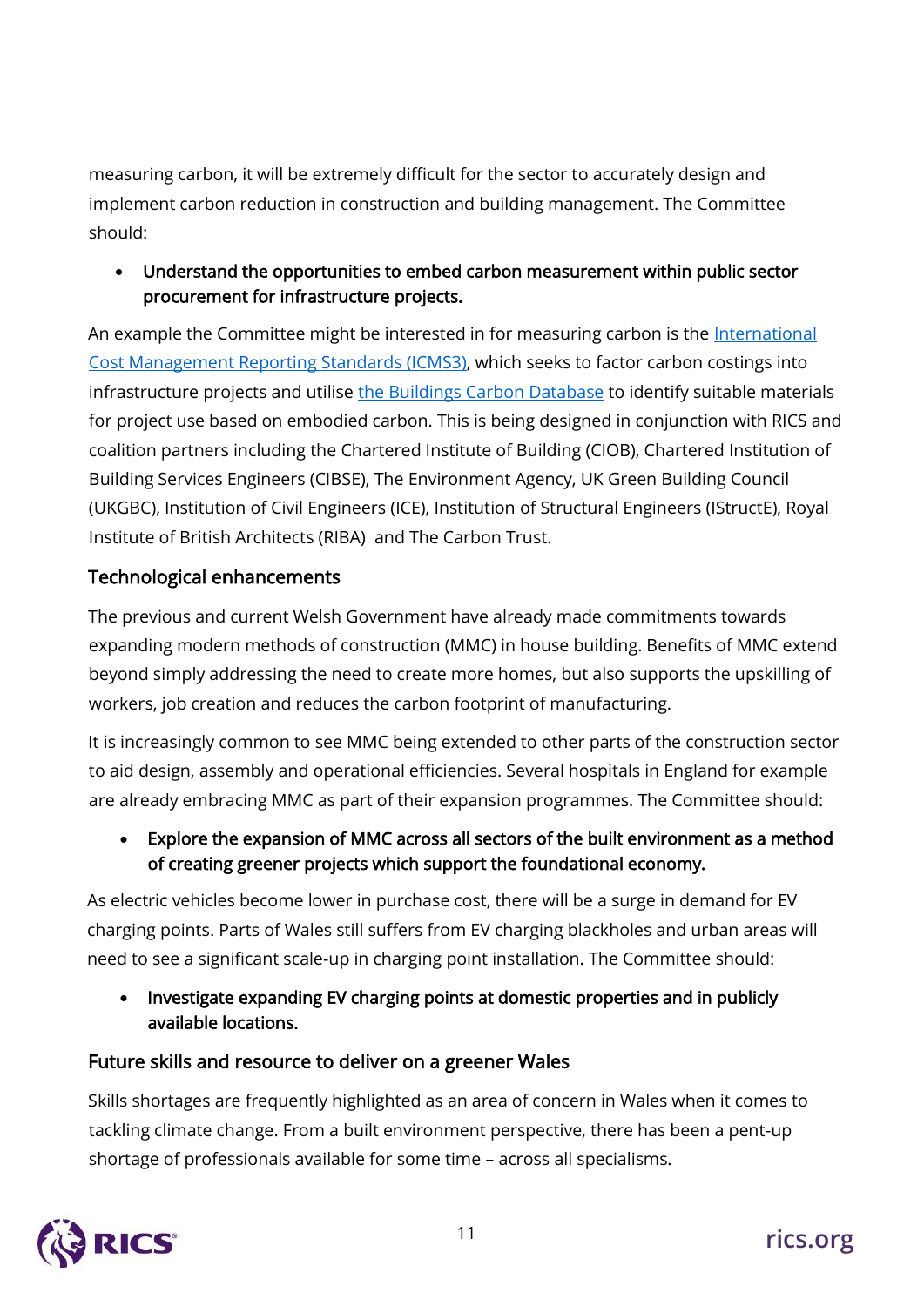measuring carbon, it will be extremely difficult for the sector to accurately design and implement carbon reduction in construction and building management. The Committee should:

- **Understand the opportunities to embed carbon measurement within public sector procurement for infrastructure projects.**

An example the Committee might be interested in for measuring carbon is the [International Cost Management Reporting Standards (ICMS3)](), which seeks to factor carbon costings into infrastructure projects and utilise [the Buildings Carbon Database]() to identify suitable materials for project use based on embodied carbon. This is being designed in conjunction with RICS and coalition partners including the Chartered Institute of Building (CIOB), Chartered Institution of Building Services Engineers (CIBSE), The Environment Agency, UK Green Building Council (UKGBC), Institution of Civil Engineers (ICE), Institution of Structural Engineers (IStructE), Royal Institute of British Architects (RIBA)  and The Carbon Trust.

## Technological enhancements

The previous and current Welsh Government have already made commitments towards expanding modern methods of construction (MMC) in house building. Benefits of MMC extend beyond simply addressing the need to create more homes, but also supports the upskilling of workers, job creation and reduces the carbon footprint of manufacturing.

It is increasingly common to see MMC being extended to other parts of the construction sector to aid design, assembly and operational efficiencies. Several hospitals in England for example are already embracing MMC as part of their expansion programmes. The Committee should:

- **Explore the expansion of MMC across all sectors of the built environment as a method of creating greener projects which support the foundational economy.**

As electric vehicles become lower in purchase cost, there will be a surge in demand for EV charging points. Parts of Wales still suffers from EV charging blackholes and urban areas will need to see a significant scale-up in charging point installation. The Committee should:

- **Investigate expanding EV charging points at domestic properties and in publicly available locations.**

## Future skills and resource to deliver on a greener Wales

Skills shortages are frequently highlighted as an area of concern in Wales when it comes to tackling climate change. From a built environment perspective, there has been a pent-up shortage of professionals available for some time – across all specialisms.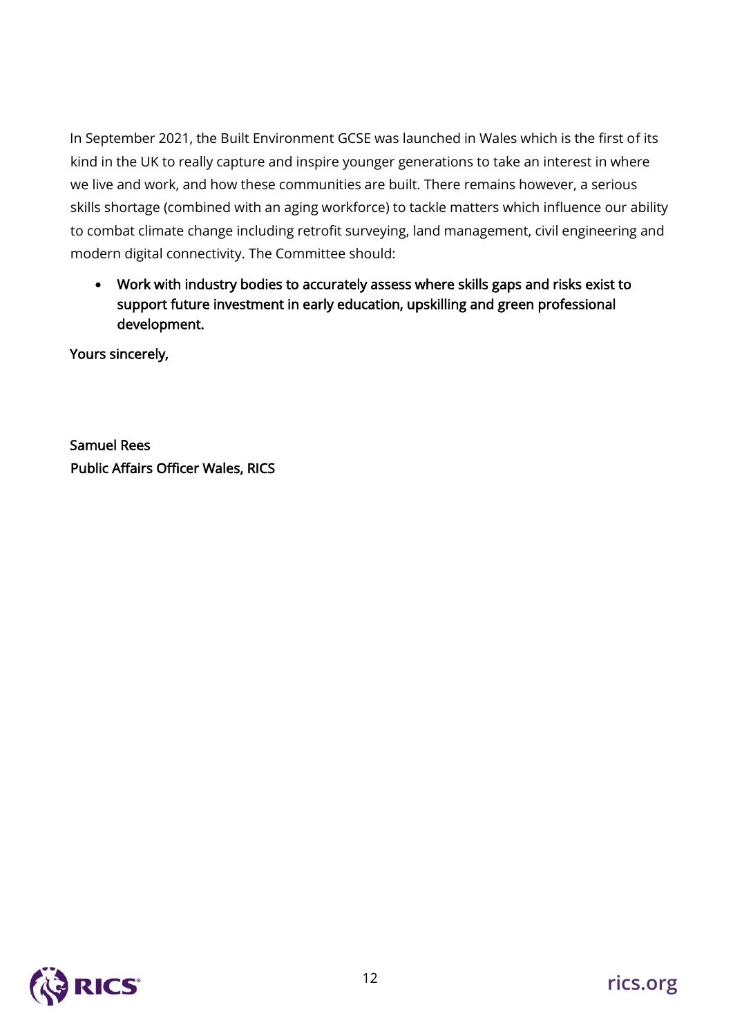In September 2021, the Built Environment GCSE was launched in Wales which is the first of its kind in the UK to really capture and inspire younger generations to take an interest in where we live and work, and how these communities are built. There remains however, a serious skills shortage (combined with an aging workforce) to tackle matters which influence our ability to combat climate change including retrofit surveying, land management, civil engineering and modern digital connectivity. The Committee should:

- **Work with industry bodies to accurately assess where skills gaps and risks exist to support future investment in early education, upskilling and green professional development.**

Yours sincerely,

Samuel Rees
Public Affairs Officer Wales, RICS